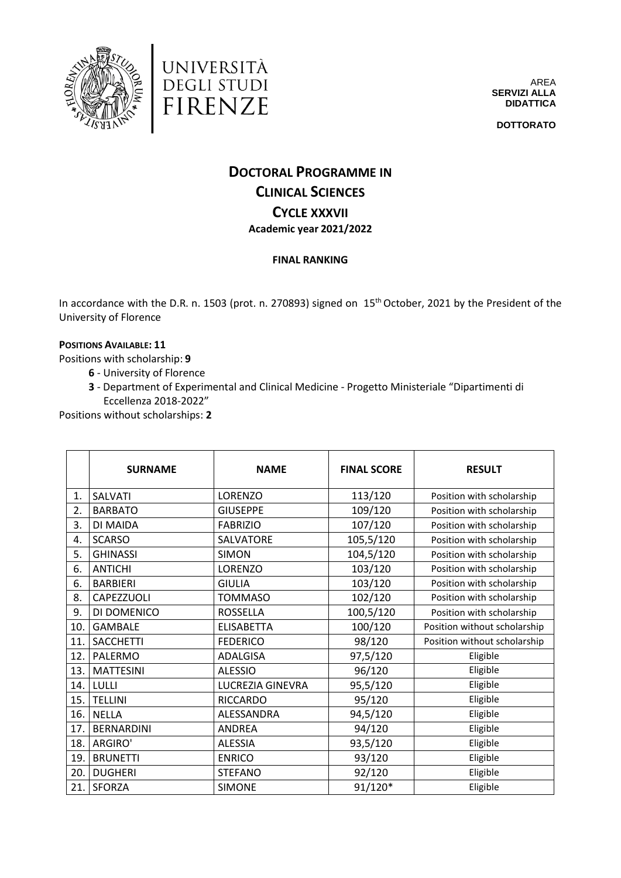UNIVERSITÀ DEGLI STUDI FIRENZE

AREA
**SERVIZI ALLA DIDATTICA**

**DOTTORATO**

# DOCTORAL PROGRAMME IN CLINICAL SCIENCES

## CYCLE XXXVII

**Academic year 2021/2022**

**FINAL RANKING**

In accordance with the D.R. n. 1503 (prot. n. 270893) signed on 15th October, 2021 by the President of the University of Florence

**POSITIONS AVAILABLE: 11**

Positions with scholarship: **9**

- **6** - University of Florence
- **3** - Department of Experimental and Clinical Medicine - Progetto Ministeriale "Dipartimenti di Eccellenza 2018-2022"

Positions without scholarships: **2**

| | SURNAME | NAME | FINAL SCORE | RESULT |
|---|---|---|---|---|
| 1. | SALVATI | LORENZO | 113/120 | Position with scholarship |
| 2. | BARBATO | GIUSEPPE | 109/120 | Position with scholarship |
| 3. | DI MAIDA | FABRIZIO | 107/120 | Position with scholarship |
| 4. | SCARSO | SALVATORE | 105,5/120 | Position with scholarship |
| 5. | GHINASSI | SIMON | 104,5/120 | Position with scholarship |
| 6. | ANTICHI | LORENZO | 103/120 | Position with scholarship |
| 6. | BARBIERI | GIULIA | 103/120 | Position with scholarship |
| 8. | CAPEZZUOLI | TOMMASO | 102/120 | Position with scholarship |
| 9. | DI DOMENICO | ROSSELLA | 100,5/120 | Position with scholarship |
| 10. | GAMBALE | ELISABETTA | 100/120 | Position without scholarship |
| 11. | SACCHETTI | FEDERICO | 98/120 | Position without scholarship |
| 12. | PALERMO | ADALGISA | 97,5/120 | Eligible |
| 13. | MATTESINI | ALESSIO | 96/120 | Eligible |
| 14. | LULLI | LUCREZIA GINEVRA | 95,5/120 | Eligible |
| 15. | TELLINI | RICCARDO | 95/120 | Eligible |
| 16. | NELLA | ALESSANDRA | 94,5/120 | Eligible |
| 17. | BERNARDINI | ANDREA | 94/120 | Eligible |
| 18. | ARGIRO' | ALESSIA | 93,5/120 | Eligible |
| 19. | BRUNETTI | ENRICO | 93/120 | Eligible |
| 20. | DUGHERI | STEFANO | 92/120 | Eligible |
| 21. | SFORZA | SIMONE | 91/120* | Eligible |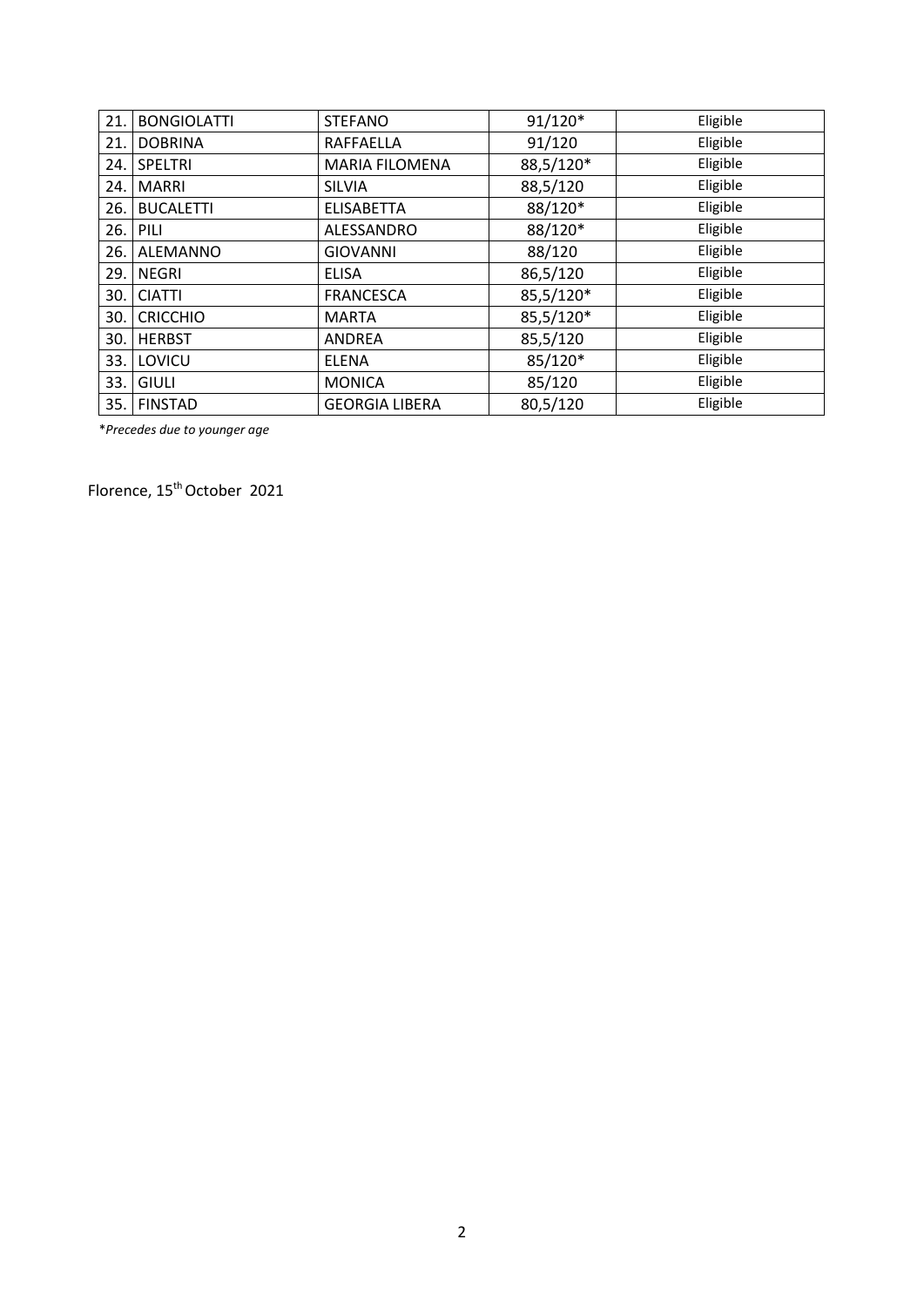| | | | | |
|---|---|---|---|---|
| 21. | BONGIOLATTI | STEFANO | 91/120* | Eligible |
| 21. | DOBRINA | RAFFAELLA | 91/120 | Eligible |
| 24. | SPELTRI | MARIA FILOMENA | 88,5/120* | Eligible |
| 24. | MARRI | SILVIA | 88,5/120 | Eligible |
| 26. | BUCALETTI | ELISABETTA | 88/120* | Eligible |
| 26. | PILI | ALESSANDRO | 88/120* | Eligible |
| 26. | ALEMANNO | GIOVANNI | 88/120 | Eligible |
| 29. | NEGRI | ELISA | 86,5/120 | Eligible |
| 30. | CIATTI | FRANCESCA | 85,5/120* | Eligible |
| 30. | CRICCHIO | MARTA | 85,5/120* | Eligible |
| 30. | HERBST | ANDREA | 85,5/120 | Eligible |
| 33. | LOVICU | ELENA | 85/120* | Eligible |
| 33. | GIULI | MONICA | 85/120 | Eligible |
| 35. | FINSTAD | GEORGIA LIBERA | 80,5/120 | Eligible |

**Precedes due to younger age*

Florence, 15th October 2021